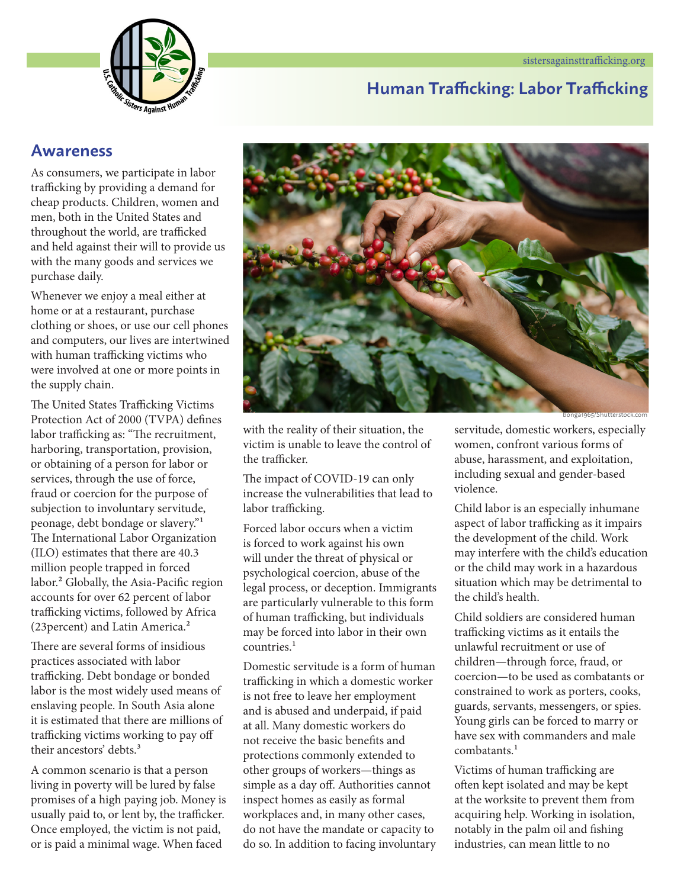# Human Trafficking: Labor Trafficking

## Awareness

As consumers, we participate in labor trafficking by providing a demand for cheap products. Children, women and men, both in the United States and throughout the world, are trafficked and held against their will to provide us with the many goods and services we purchase daily.

Whenever we enjoy a meal either at home or at a restaurant, purchase clothing or shoes, or use our cell phones and computers, our lives are intertwined with human trafficking victims who were involved at one or more points in the supply chain.

The United States Trafficking Victims Protection Act of 2000 (TVPA) defines labor trafficking as: "The recruitment, harboring, transportation, provision, or obtaining of a person for labor or services, through the use of force, fraud or coercion for the purpose of subjection to involuntary servitude, peonage, debt bondage or slavery."[1] The International Labor Organization (ILO) estimates that there are 40.3 million people trapped in forced labor.[2] Globally, the Asia-Pacific region accounts for over 62 percent of labor trafficking victims, followed by Africa (23percent) and Latin America.[2]

There are several forms of insidious practices associated with labor trafficking. Debt bondage or bonded labor is the most widely used means of enslaving people. In South Asia alone it is estimated that there are millions of trafficking victims working to pay off their ancestors' debts.[3]

A common scenario is that a person living in poverty will be lured by false promises of a high paying job. Money is usually paid to, or lent by, the trafficker. Once employed, the victim is not paid, or is paid a minimal wage. When faced with the reality of their situation, the victim is unable to leave the control of the trafficker.

The impact of COVID-19 can only increase the vulnerabilities that lead to labor trafficking.

Forced labor occurs when a victim is forced to work against his own will under the threat of physical or psychological coercion, abuse of the legal process, or deception. Immigrants are particularly vulnerable to this form of human trafficking, but individuals may be forced into labor in their own countries.[1]

Domestic servitude is a form of human trafficking in which a domestic worker is not free to leave her employment and is abused and underpaid, if paid at all. Many domestic workers do not receive the basic benefits and protections commonly extended to other groups of workers—things as simple as a day off. Authorities cannot inspect homes as easily as formal workplaces and, in many other cases, do not have the mandate or capacity to do so. In addition to facing involuntary servitude, domestic workers, especially women, confront various forms of abuse, harassment, and exploitation, including sexual and gender-based violence.

Child labor is an especially inhumane aspect of labor trafficking as it impairs the development of the child. Work may interfere with the child's education or the child may work in a hazardous situation which may be detrimental to the child's health.

Child soldiers are considered human trafficking victims as it entails the unlawful recruitment or use of children—through force, fraud, or coercion—to be used as combatants or constrained to work as porters, cooks, guards, servants, messengers, or spies. Young girls can be forced to marry or have sex with commanders and male combatants.[1]

Victims of human trafficking are often kept isolated and may be kept at the worksite to prevent them from acquiring help. Working in isolation, notably in the palm oil and fishing industries, can mean little to no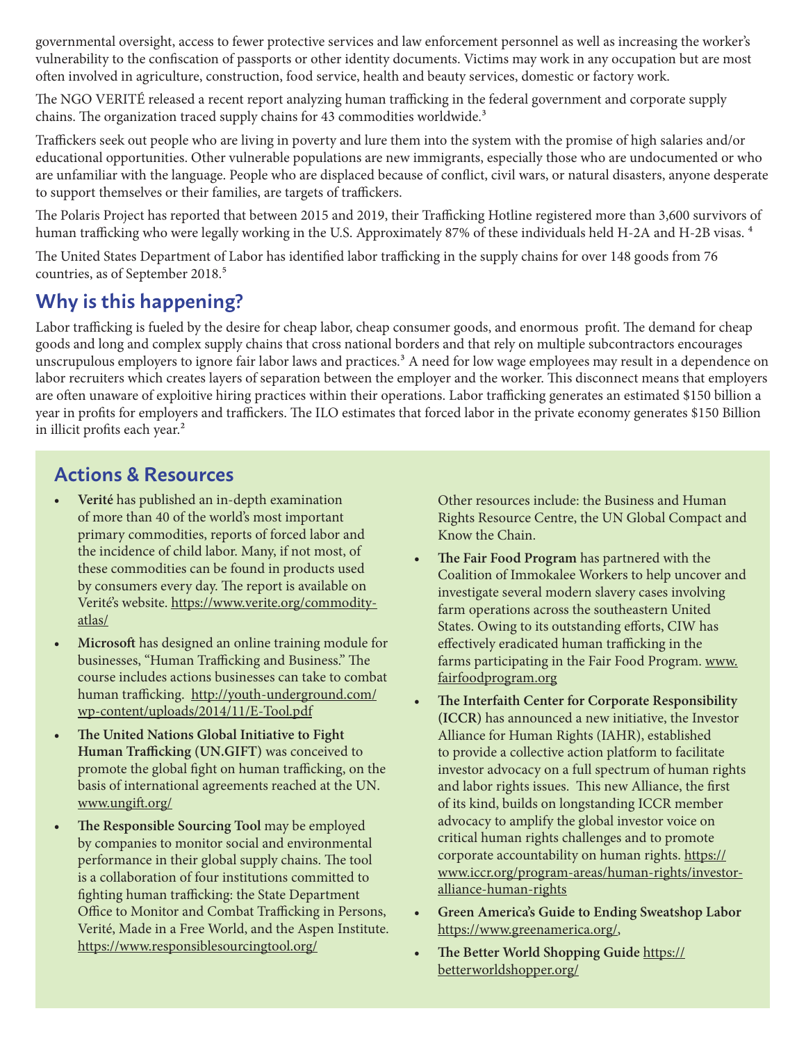governmental oversight, access to fewer protective services and law enforcement personnel as well as increasing the worker's vulnerability to the confiscation of passports or other identity documents. Victims may work in any occupation but are most often involved in agriculture, construction, food service, health and beauty services, domestic or factory work.

The NGO VERITÉ released a recent report analyzing human trafficking in the federal government and corporate supply chains. The organization traced supply chains for 43 commodities worldwide.[3]

Traffickers seek out people who are living in poverty and lure them into the system with the promise of high salaries and/or educational opportunities. Other vulnerable populations are new immigrants, especially those who are undocumented or who are unfamiliar with the language. People who are displaced because of conflict, civil wars, or natural disasters, anyone desperate to support themselves or their families, are targets of traffickers.

The Polaris Project has reported that between 2015 and 2019, their Trafficking Hotline registered more than 3,600 survivors of human trafficking who were legally working in the U.S. Approximately 87% of these individuals held H-2A and H-2B visas. [4]

The United States Department of Labor has identified labor trafficking in the supply chains for over 148 goods from 76 countries, as of September 2018.[5]

## Why is this happening?

Labor trafficking is fueled by the desire for cheap labor, cheap consumer goods, and enormous profit. The demand for cheap goods and long and complex supply chains that cross national borders and that rely on multiple subcontractors encourages unscrupulous employers to ignore fair labor laws and practices.[3] A need for low wage employees may result in a dependence on labor recruiters which creates layers of separation between the employer and the worker. This disconnect means that employers are often unaware of exploitive hiring practices within their operations. Labor trafficking generates an estimated $150 billion a year in profits for employers and traffickers. The ILO estimates that forced labor in the private economy generates $150 Billion in illicit profits each year.[2]

## Actions & Resources

- **Verité** has published an in-depth examination of more than 40 of the world's most important primary commodities, reports of forced labor and the incidence of child labor. Many, if not most, of these commodities can be found in products used by consumers every day. The report is available on Verité's website. https://www.verite.org/commodity-atlas/
- **Microsoft** has designed an online training module for businesses, "Human Trafficking and Business." The course includes actions businesses can take to combat human trafficking. http://youth-underground.com/wp-content/uploads/2014/11/E-Tool.pdf
- **The United Nations Global Initiative to Fight Human Trafficking (UN.GIFT)** was conceived to promote the global fight on human trafficking, on the basis of international agreements reached at the UN. www.ungift.org/
- **The Responsible Sourcing Tool** may be employed by companies to monitor social and environmental performance in their global supply chains. The tool is a collaboration of four institutions committed to fighting human trafficking: the State Department Office to Monitor and Combat Trafficking in Persons, Verité, Made in a Free World, and the Aspen Institute. https://www.responsiblesourcingtool.org/

  Other resources include: the Business and Human Rights Resource Centre, the UN Global Compact and Know the Chain.
- **The Fair Food Program** has partnered with the Coalition of Immokalee Workers to help uncover and investigate several modern slavery cases involving farm operations across the southeastern United States. Owing to its outstanding efforts, CIW has effectively eradicated human trafficking in the farms participating in the Fair Food Program. www.fairfoodprogram.org
- **The Interfaith Center for Corporate Responsibility (ICCR)** has announced a new initiative, the Investor Alliance for Human Rights (IAHR), established to provide a collective action platform to facilitate investor advocacy on a full spectrum of human rights and labor rights issues. This new Alliance, the first of its kind, builds on longstanding ICCR member advocacy to amplify the global investor voice on critical human rights challenges and to promote corporate accountability on human rights. https://www.iccr.org/program-areas/human-rights/investor-alliance-human-rights
- **Green America's Guide to Ending Sweatshop Labor** https://www.greenamerica.org/,
- **The Better World Shopping Guide** https://betterworldshopper.org/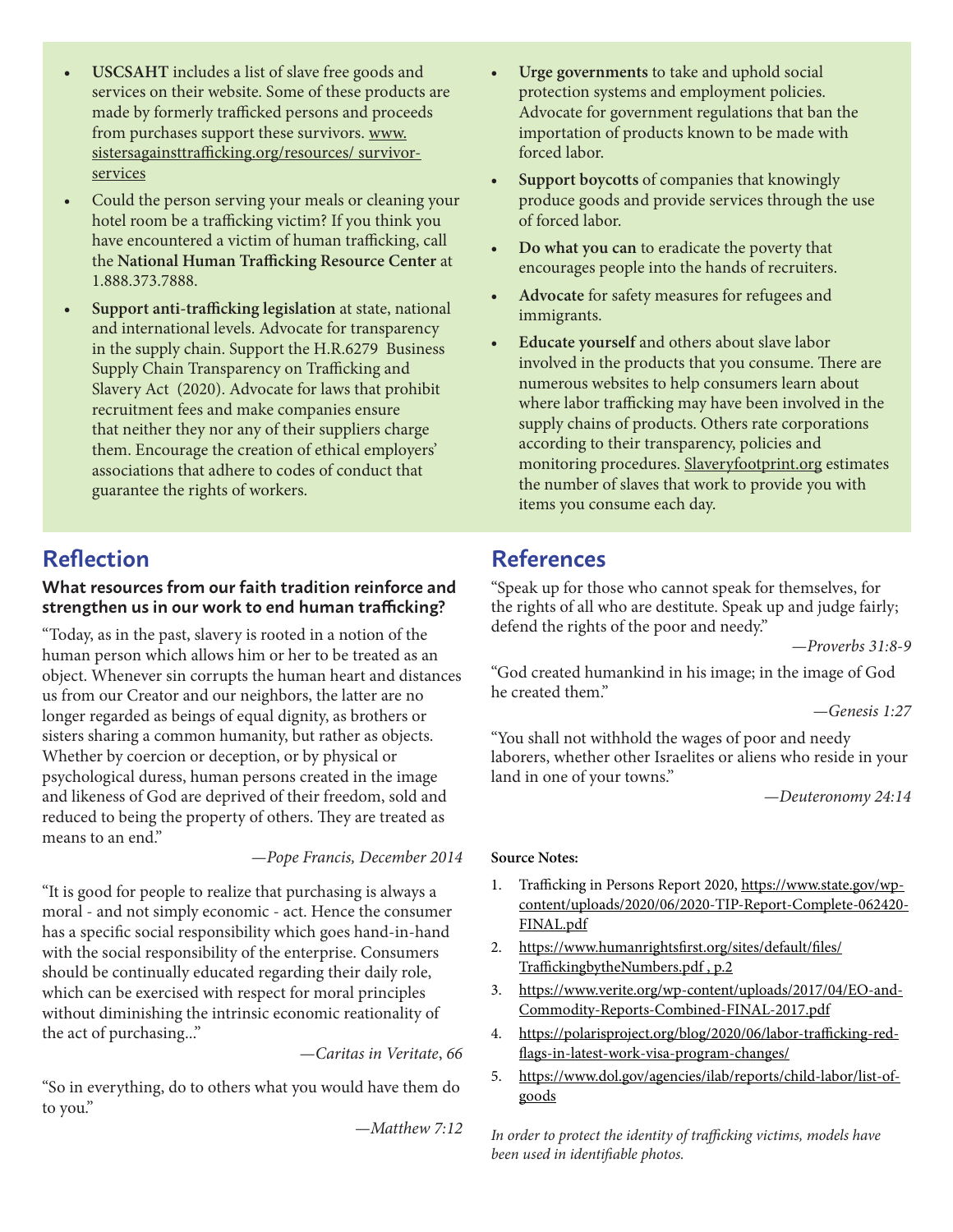- **USCSAHT** includes a list of slave free goods and services on their website. Some of these products are made by formerly trafficked persons and proceeds from purchases support these survivors. www.sistersagainsttrafficking.org/resources/ survivor-services
- Could the person serving your meals or cleaning your hotel room be a trafficking victim? If you think you have encountered a victim of human trafficking, call the **National Human Trafficking Resource Center** at 1.888.373.7888.
- **Support anti-trafficking legislation** at state, national and international levels. Advocate for transparency in the supply chain. Support the H.R.6279 Business Supply Chain Transparency on Trafficking and Slavery Act (2020). Advocate for laws that prohibit recruitment fees and make companies ensure that neither they nor any of their suppliers charge them. Encourage the creation of ethical employers' associations that adhere to codes of conduct that guarantee the rights of workers.
- **Urge governments** to take and uphold social protection systems and employment policies. Advocate for government regulations that ban the importation of products known to be made with forced labor.
- **Support boycotts** of companies that knowingly produce goods and provide services through the use of forced labor.
- **Do what you can** to eradicate the poverty that encourages people into the hands of recruiters.
- **Advocate** for safety measures for refugees and immigrants.
- **Educate yourself** and others about slave labor involved in the products that you consume. There are numerous websites to help consumers learn about where labor trafficking may have been involved in the supply chains of products. Others rate corporations according to their transparency, policies and monitoring procedures. Slaveryfootprint.org estimates the number of slaves that work to provide you with items you consume each day.

## Reflection

### What resources from our faith tradition reinforce and strengthen us in our work to end human trafficking?

"Today, as in the past, slavery is rooted in a notion of the human person which allows him or her to be treated as an object. Whenever sin corrupts the human heart and distances us from our Creator and our neighbors, the latter are no longer regarded as beings of equal dignity, as brothers or sisters sharing a common humanity, but rather as objects. Whether by coercion or deception, or by physical or psychological duress, human persons created in the image and likeness of God are deprived of their freedom, sold and reduced to being the property of others. They are treated as means to an end."

*—Pope Francis, December 2014*

"It is good for people to realize that purchasing is always a moral - and not simply economic - act. Hence the consumer has a specific social responsibility which goes hand-in-hand with the social responsibility of the enterprise. Consumers should be continually educated regarding their daily role, which can be exercised with respect for moral principles without diminishing the intrinsic economic reationality of the act of purchasing..."

*—Caritas in Veritate*, *66*

"So in everything, do to others what you would have them do to you."

*—Matthew 7:12*

## References

"Speak up for those who cannot speak for themselves, for the rights of all who are destitute. Speak up and judge fairly; defend the rights of the poor and needy."

*—Proverbs 31:8-9*

"God created humankind in his image; in the image of God he created them."

*—Genesis 1:27*

"You shall not withhold the wages of poor and needy laborers, whether other Israelites or aliens who reside in your land in one of your towns."

*—Deuteronomy 24:14*

**Source Notes:**

1. Trafficking in Persons Report 2020, https://www.state.gov/wp-content/uploads/2020/06/2020-TIP-Report-Complete-062420-FINAL.pdf
2. https://www.humanrightsfirst.org/sites/default/files/TraffickingbytheNumbers.pdf , p.2
3. https://www.verite.org/wp-content/uploads/2017/04/EO-and-Commodity-Reports-Combined-FINAL-2017.pdf
4. https://polarisproject.org/blog/2020/06/labor-trafficking-red-flags-in-latest-work-visa-program-changes/
5. https://www.dol.gov/agencies/ilab/reports/child-labor/list-of-goods

*In order to protect the identity of trafficking victims, models have been used in identifiable photos.*